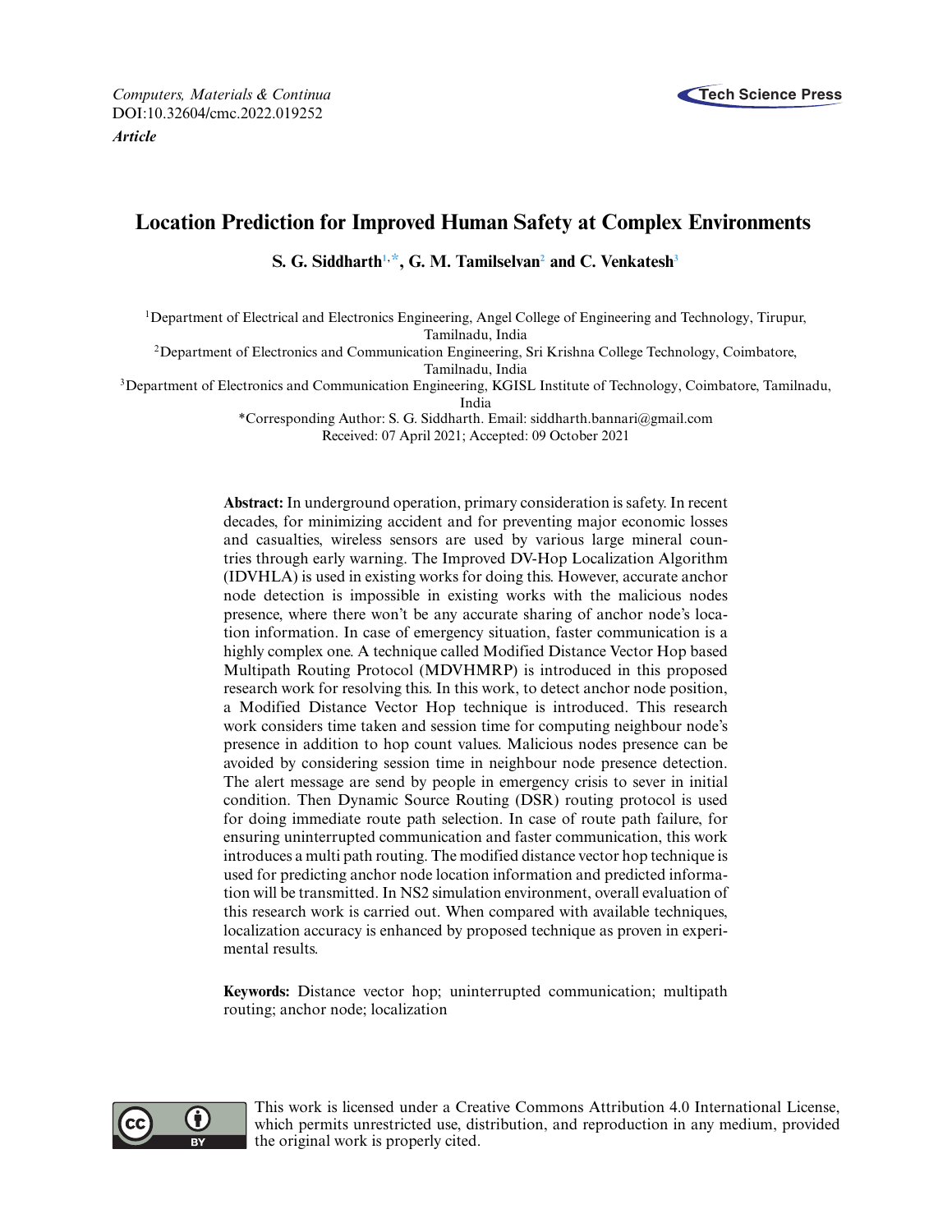*Computers, Materials & Continua*
DOI:10.32604/cmc.2022.019252
***Article***

# Location Prediction for Improved Human Safety at Complex Environments

**S. G. Siddharth[1,*], G. M. Tamilselvan[2] and C. Venkatesh[3]**

[1]Department of Electrical and Electronics Engineering, Angel College of Engineering and Technology, Tirupur, Tamilnadu, India

[2]Department of Electronics and Communication Engineering, Sri Krishna College Technology, Coimbatore, Tamilnadu, India

[3]Department of Electronics and Communication Engineering, KGISL Institute of Technology, Coimbatore, Tamilnadu, India

*Corresponding Author: S. G. Siddharth. Email: siddharth.bannari@gmail.com

Received: 07 April 2021; Accepted: 09 October 2021

**Abstract:** In underground operation, primary consideration is safety. In recent decades, for minimizing accident and for preventing major economic losses and casualties, wireless sensors are used by various large mineral countries through early warning. The Improved DV-Hop Localization Algorithm (IDVHLA) is used in existing works for doing this. However, accurate anchor node detection is impossible in existing works with the malicious nodes presence, where there won't be any accurate sharing of anchor node's location information. In case of emergency situation, faster communication is a highly complex one. A technique called Modified Distance Vector Hop based Multipath Routing Protocol (MDVHMRP) is introduced in this proposed research work for resolving this. In this work, to detect anchor node position, a Modified Distance Vector Hop technique is introduced. This research work considers time taken and session time for computing neighbour node's presence in addition to hop count values. Malicious nodes presence can be avoided by considering session time in neighbour node presence detection. The alert message are send by people in emergency crisis to sever in initial condition. Then Dynamic Source Routing (DSR) routing protocol is used for doing immediate route path selection. In case of route path failure, for ensuring uninterrupted communication and faster communication, this work introduces a multi path routing. The modified distance vector hop technique is used for predicting anchor node location information and predicted information will be transmitted. In NS2 simulation environment, overall evaluation of this research work is carried out. When compared with available techniques, localization accuracy is enhanced by proposed technique as proven in experimental results.

**Keywords:** Distance vector hop; uninterrupted communication; multipath routing; anchor node; localization

This work is licensed under a Creative Commons Attribution 4.0 International License, which permits unrestricted use, distribution, and reproduction in any medium, provided the original work is properly cited.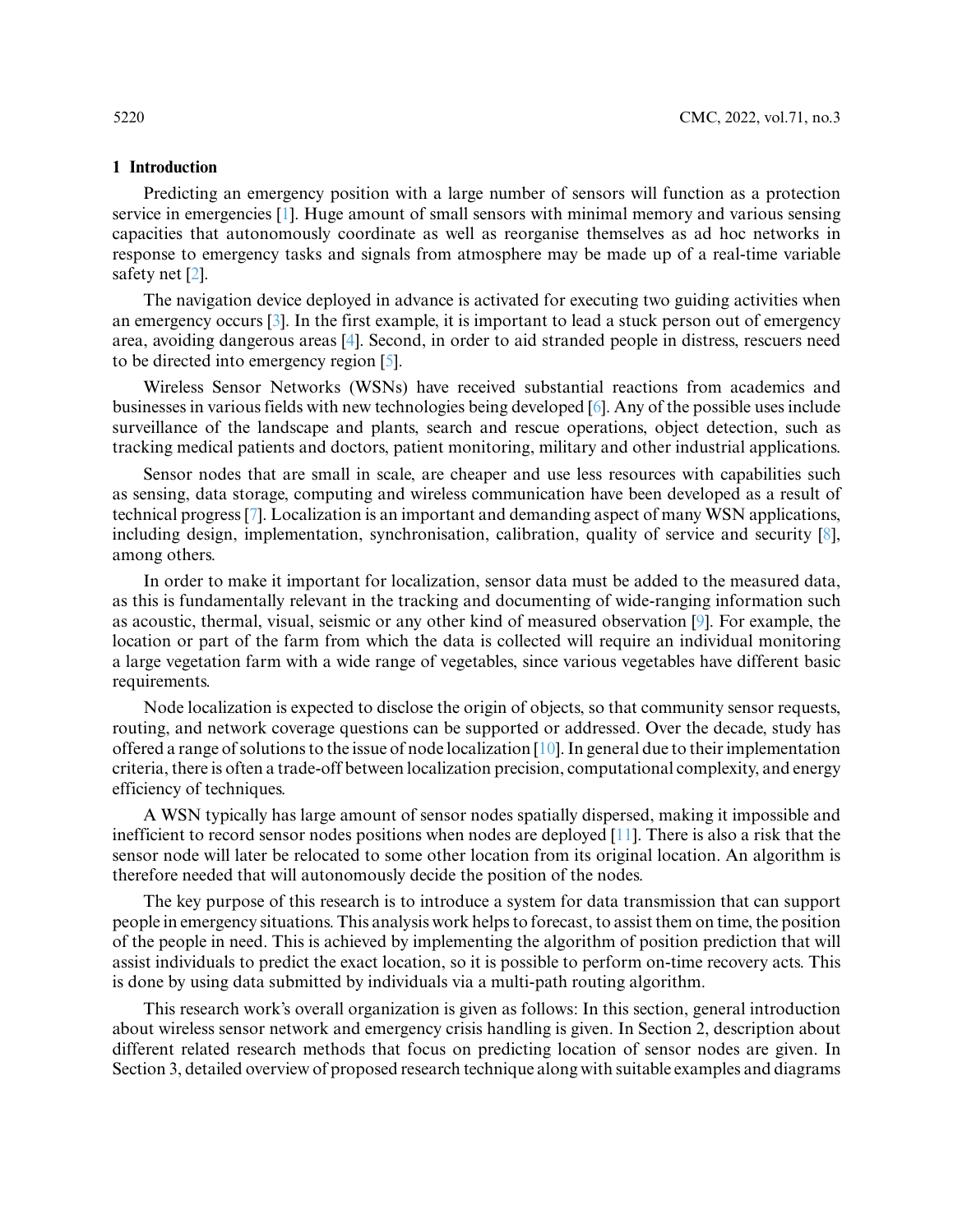## 1 Introduction

Predicting an emergency position with a large number of sensors will function as a protection service in emergencies [1]. Huge amount of small sensors with minimal memory and various sensing capacities that autonomously coordinate as well as reorganise themselves as ad hoc networks in response to emergency tasks and signals from atmosphere may be made up of a real-time variable safety net [2].

The navigation device deployed in advance is activated for executing two guiding activities when an emergency occurs [3]. In the first example, it is important to lead a stuck person out of emergency area, avoiding dangerous areas [4]. Second, in order to aid stranded people in distress, rescuers need to be directed into emergency region [5].

Wireless Sensor Networks (WSNs) have received substantial reactions from academics and businesses in various fields with new technologies being developed [6]. Any of the possible uses include surveillance of the landscape and plants, search and rescue operations, object detection, such as tracking medical patients and doctors, patient monitoring, military and other industrial applications.

Sensor nodes that are small in scale, are cheaper and use less resources with capabilities such as sensing, data storage, computing and wireless communication have been developed as a result of technical progress [7]. Localization is an important and demanding aspect of many WSN applications, including design, implementation, synchronisation, calibration, quality of service and security [8], among others.

In order to make it important for localization, sensor data must be added to the measured data, as this is fundamentally relevant in the tracking and documenting of wide-ranging information such as acoustic, thermal, visual, seismic or any other kind of measured observation [9]. For example, the location or part of the farm from which the data is collected will require an individual monitoring a large vegetation farm with a wide range of vegetables, since various vegetables have different basic requirements.

Node localization is expected to disclose the origin of objects, so that community sensor requests, routing, and network coverage questions can be supported or addressed. Over the decade, study has offered a range of solutions to the issue of node localization [10]. In general due to their implementation criteria, there is often a trade-off between localization precision, computational complexity, and energy efficiency of techniques.

A WSN typically has large amount of sensor nodes spatially dispersed, making it impossible and inefficient to record sensor nodes positions when nodes are deployed [11]. There is also a risk that the sensor node will later be relocated to some other location from its original location. An algorithm is therefore needed that will autonomously decide the position of the nodes.

The key purpose of this research is to introduce a system for data transmission that can support people in emergency situations. This analysis work helps to forecast, to assist them on time, the position of the people in need. This is achieved by implementing the algorithm of position prediction that will assist individuals to predict the exact location, so it is possible to perform on-time recovery acts. This is done by using data submitted by individuals via a multi-path routing algorithm.

This research work's overall organization is given as follows: In this section, general introduction about wireless sensor network and emergency crisis handling is given. In Section 2, description about different related research methods that focus on predicting location of sensor nodes are given. In Section 3, detailed overview of proposed research technique along with suitable examples and diagrams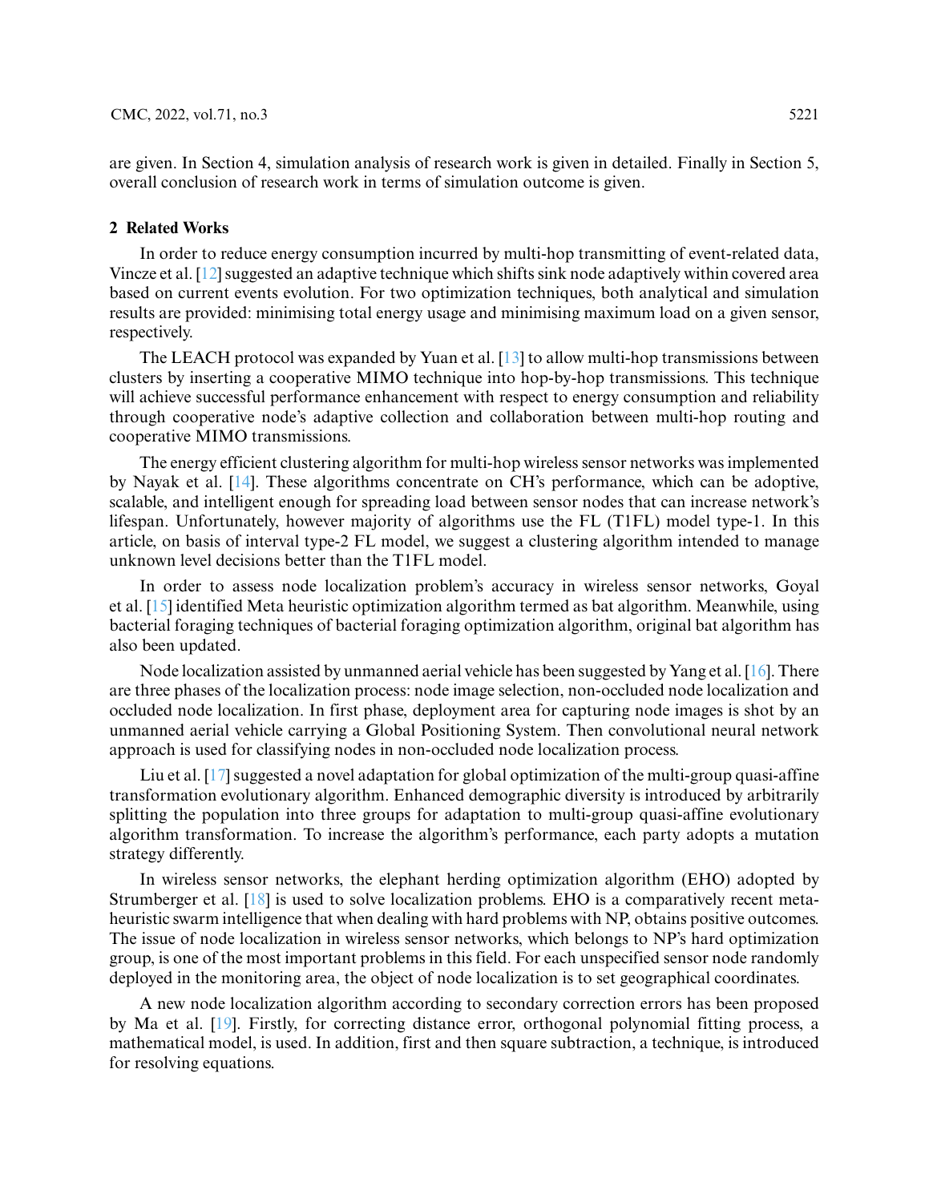are given. In Section 4, simulation analysis of research work is given in detailed. Finally in Section 5, overall conclusion of research work in terms of simulation outcome is given.

## 2 Related Works

In order to reduce energy consumption incurred by multi-hop transmitting of event-related data, Vincze et al. [12] suggested an adaptive technique which shifts sink node adaptively within covered area based on current events evolution. For two optimization techniques, both analytical and simulation results are provided: minimising total energy usage and minimising maximum load on a given sensor, respectively.

The LEACH protocol was expanded by Yuan et al. [13] to allow multi-hop transmissions between clusters by inserting a cooperative MIMO technique into hop-by-hop transmissions. This technique will achieve successful performance enhancement with respect to energy consumption and reliability through cooperative node's adaptive collection and collaboration between multi-hop routing and cooperative MIMO transmissions.

The energy efficient clustering algorithm for multi-hop wireless sensor networks was implemented by Nayak et al. [14]. These algorithms concentrate on CH's performance, which can be adoptive, scalable, and intelligent enough for spreading load between sensor nodes that can increase network's lifespan. Unfortunately, however majority of algorithms use the FL (T1FL) model type-1. In this article, on basis of interval type-2 FL model, we suggest a clustering algorithm intended to manage unknown level decisions better than the T1FL model.

In order to assess node localization problem's accuracy in wireless sensor networks, Goyal et al. [15] identified Meta heuristic optimization algorithm termed as bat algorithm. Meanwhile, using bacterial foraging techniques of bacterial foraging optimization algorithm, original bat algorithm has also been updated.

Node localization assisted by unmanned aerial vehicle has been suggested by Yang et al. [16]. There are three phases of the localization process: node image selection, non-occluded node localization and occluded node localization. In first phase, deployment area for capturing node images is shot by an unmanned aerial vehicle carrying a Global Positioning System. Then convolutional neural network approach is used for classifying nodes in non-occluded node localization process.

Liu et al. [17] suggested a novel adaptation for global optimization of the multi-group quasi-affine transformation evolutionary algorithm. Enhanced demographic diversity is introduced by arbitrarily splitting the population into three groups for adaptation to multi-group quasi-affine evolutionary algorithm transformation. To increase the algorithm's performance, each party adopts a mutation strategy differently.

In wireless sensor networks, the elephant herding optimization algorithm (EHO) adopted by Strumberger et al. [18] is used to solve localization problems. EHO is a comparatively recent meta-heuristic swarm intelligence that when dealing with hard problems with NP, obtains positive outcomes. The issue of node localization in wireless sensor networks, which belongs to NP's hard optimization group, is one of the most important problems in this field. For each unspecified sensor node randomly deployed in the monitoring area, the object of node localization is to set geographical coordinates.

A new node localization algorithm according to secondary correction errors has been proposed by Ma et al. [19]. Firstly, for correcting distance error, orthogonal polynomial fitting process, a mathematical model, is used. In addition, first and then square subtraction, a technique, is introduced for resolving equations.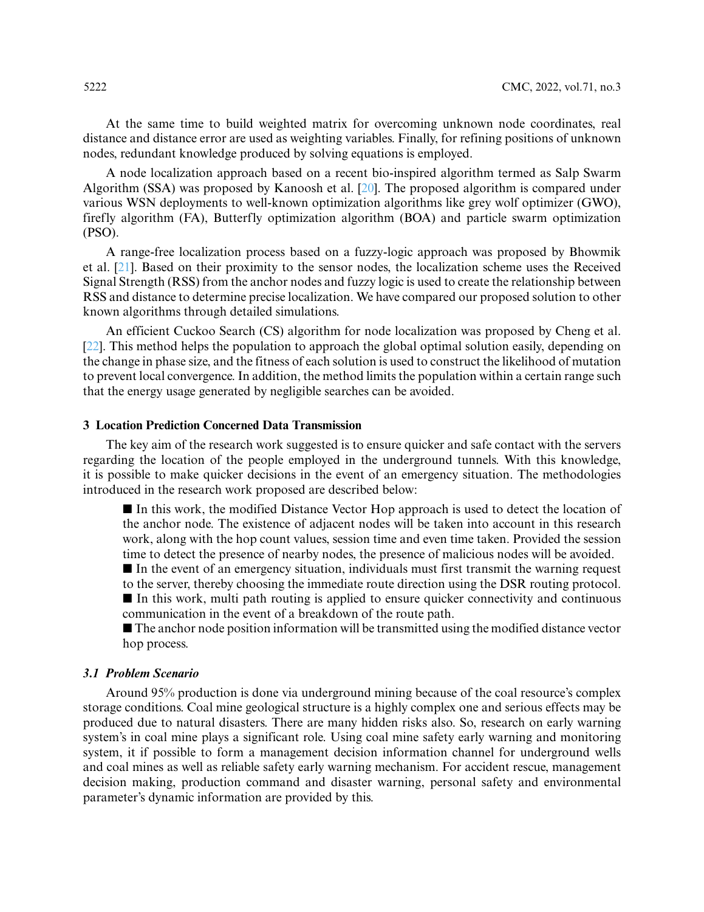At the same time to build weighted matrix for overcoming unknown node coordinates, real distance and distance error are used as weighting variables. Finally, for refining positions of unknown nodes, redundant knowledge produced by solving equations is employed.

A node localization approach based on a recent bio-inspired algorithm termed as Salp Swarm Algorithm (SSA) was proposed by Kanoosh et al. [20]. The proposed algorithm is compared under various WSN deployments to well-known optimization algorithms like grey wolf optimizer (GWO), firefly algorithm (FA), Butterfly optimization algorithm (BOA) and particle swarm optimization (PSO).

A range-free localization process based on a fuzzy-logic approach was proposed by Bhowmik et al. [21]. Based on their proximity to the sensor nodes, the localization scheme uses the Received Signal Strength (RSS) from the anchor nodes and fuzzy logic is used to create the relationship between RSS and distance to determine precise localization. We have compared our proposed solution to other known algorithms through detailed simulations.

An efficient Cuckoo Search (CS) algorithm for node localization was proposed by Cheng et al. [22]. This method helps the population to approach the global optimal solution easily, depending on the change in phase size, and the fitness of each solution is used to construct the likelihood of mutation to prevent local convergence. In addition, the method limits the population within a certain range such that the energy usage generated by negligible searches can be avoided.

## 3 Location Prediction Concerned Data Transmission

The key aim of the research work suggested is to ensure quicker and safe contact with the servers regarding the location of the people employed in the underground tunnels. With this knowledge, it is possible to make quicker decisions in the event of an emergency situation. The methodologies introduced in the research work proposed are described below:

- In this work, the modified Distance Vector Hop approach is used to detect the location of the anchor node. The existence of adjacent nodes will be taken into account in this research work, along with the hop count values, session time and even time taken. Provided the session time to detect the presence of nearby nodes, the presence of malicious nodes will be avoided.
- In the event of an emergency situation, individuals must first transmit the warning request to the server, thereby choosing the immediate route direction using the DSR routing protocol.
- In this work, multi path routing is applied to ensure quicker connectivity and continuous communication in the event of a breakdown of the route path.
- The anchor node position information will be transmitted using the modified distance vector hop process.

### *3.1 Problem Scenario*

Around 95% production is done via underground mining because of the coal resource's complex storage conditions. Coal mine geological structure is a highly complex one and serious effects may be produced due to natural disasters. There are many hidden risks also. So, research on early warning system's in coal mine plays a significant role. Using coal mine safety early warning and monitoring system, it if possible to form a management decision information channel for underground wells and coal mines as well as reliable safety early warning mechanism. For accident rescue, management decision making, production command and disaster warning, personal safety and environmental parameter's dynamic information are provided by this.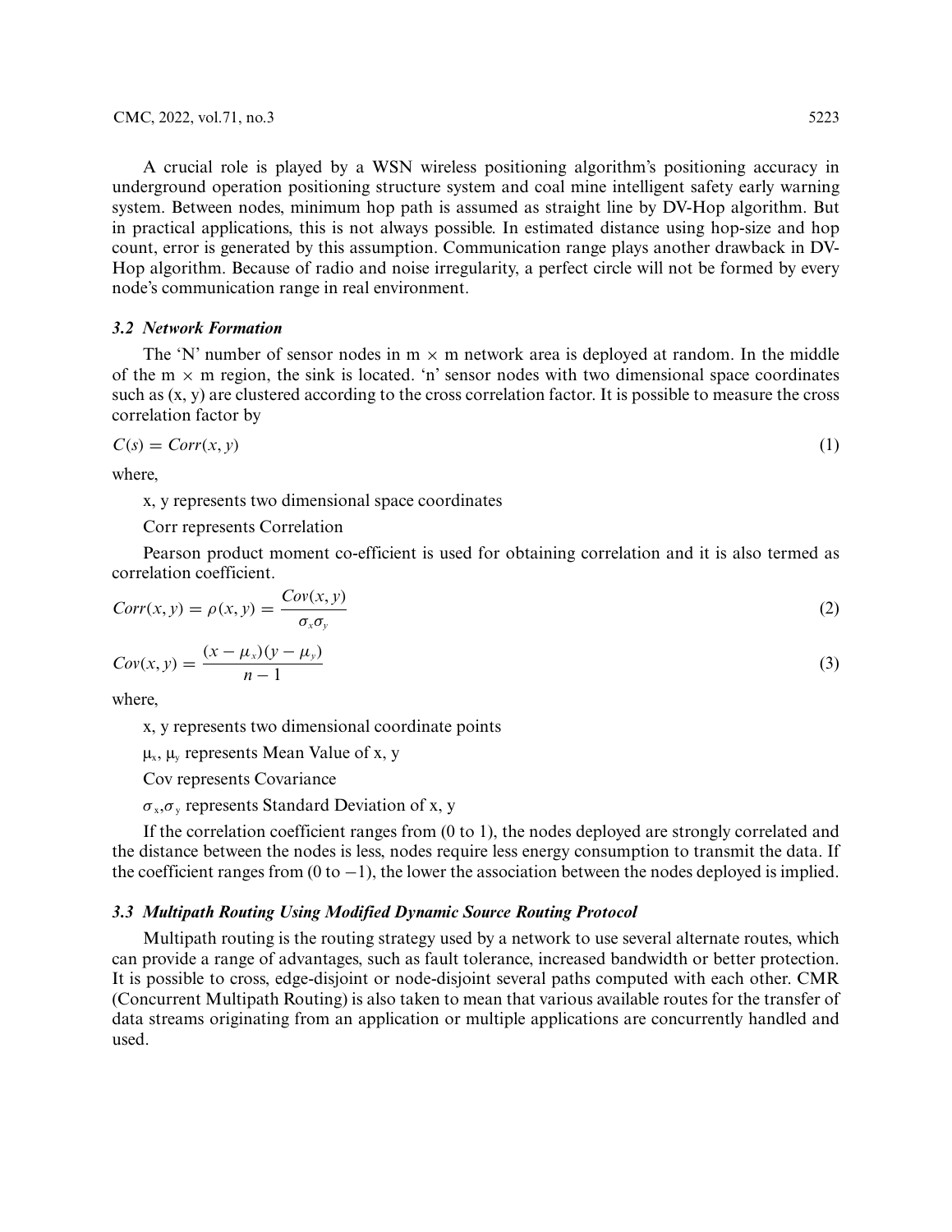A crucial role is played by a WSN wireless positioning algorithm's positioning accuracy in underground operation positioning structure system and coal mine intelligent safety early warning system. Between nodes, minimum hop path is assumed as straight line by DV-Hop algorithm. But in practical applications, this is not always possible. In estimated distance using hop-size and hop count, error is generated by this assumption. Communication range plays another drawback in DV-Hop algorithm. Because of radio and noise irregularity, a perfect circle will not be formed by every node's communication range in real environment.

### *3.2 Network Formation*

The 'N' number of sensor nodes in m × m network area is deployed at random. In the middle of the m × m region, the sink is located. 'n' sensor nodes with two dimensional space coordinates such as (x, y) are clustered according to the cross correlation factor. It is possible to measure the cross correlation factor by

$$C(s) = Corr(x, y) \tag{1}$$

where,

x, y represents two dimensional space coordinates

Corr represents Correlation

Pearson product moment co-efficient is used for obtaining correlation and it is also termed as correlation coefficient.

$$Corr(x, y) = \rho(x, y) = \frac{Cov(x, y)}{\sigma_x \sigma_y} \tag{2}$$

$$Cov(x, y) = \frac{(x - \mu_x)(y - \mu_y)}{n - 1} \tag{3}$$

where,

x, y represents two dimensional coordinate points

$\mu_x$, $\mu_y$ represents Mean Value of x, y

Cov represents Covariance

$\sigma_x$,$\sigma_y$ represents Standard Deviation of x, y

If the correlation coefficient ranges from (0 to 1), the nodes deployed are strongly correlated and the distance between the nodes is less, nodes require less energy consumption to transmit the data. If the coefficient ranges from (0 to −1), the lower the association between the nodes deployed is implied.

### *3.3 Multipath Routing Using Modified Dynamic Source Routing Protocol*

Multipath routing is the routing strategy used by a network to use several alternate routes, which can provide a range of advantages, such as fault tolerance, increased bandwidth or better protection. It is possible to cross, edge-disjoint or node-disjoint several paths computed with each other. CMR (Concurrent Multipath Routing) is also taken to mean that various available routes for the transfer of data streams originating from an application or multiple applications are concurrently handled and used.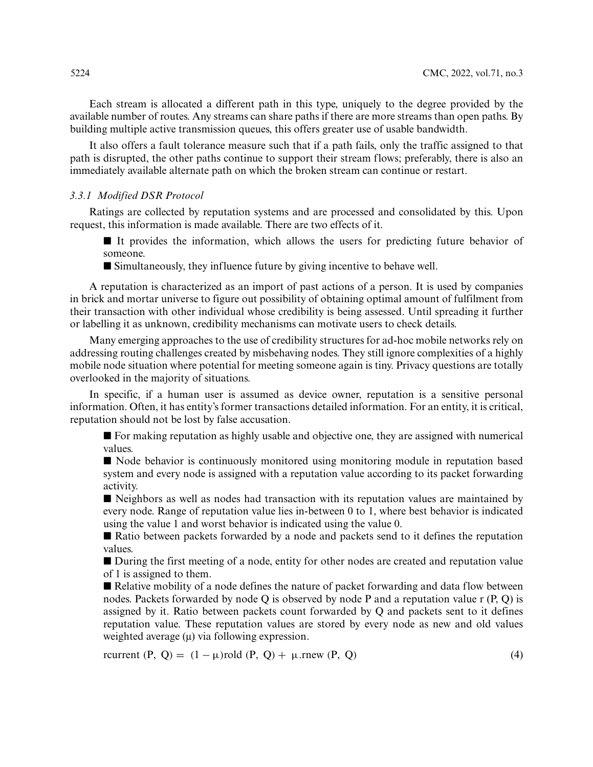Each stream is allocated a different path in this type, uniquely to the degree provided by the available number of routes. Any streams can share paths if there are more streams than open paths. By building multiple active transmission queues, this offers greater use of usable bandwidth.

It also offers a fault tolerance measure such that if a path fails, only the traffic assigned to that path is disrupted, the other paths continue to support their stream flows; preferably, there is also an immediately available alternate path on which the broken stream can continue or restart.

#### *3.3.1 Modified DSR Protocol*

Ratings are collected by reputation systems and are processed and consolidated by this. Upon request, this information is made available. There are two effects of it.

- It provides the information, which allows the users for predicting future behavior of someone.
- Simultaneously, they influence future by giving incentive to behave well.

A reputation is characterized as an import of past actions of a person. It is used by companies in brick and mortar universe to figure out possibility of obtaining optimal amount of fulfilment from their transaction with other individual whose credibility is being assessed. Until spreading it further or labelling it as unknown, credibility mechanisms can motivate users to check details.

Many emerging approaches to the use of credibility structures for ad-hoc mobile networks rely on addressing routing challenges created by misbehaving nodes. They still ignore complexities of a highly mobile node situation where potential for meeting someone again is tiny. Privacy questions are totally overlooked in the majority of situations.

In specific, if a human user is assumed as device owner, reputation is a sensitive personal information. Often, it has entity's former transactions detailed information. For an entity, it is critical, reputation should not be lost by false accusation.

- For making reputation as highly usable and objective one, they are assigned with numerical values.
- Node behavior is continuously monitored using monitoring module in reputation based system and every node is assigned with a reputation value according to its packet forwarding activity.
- Neighbors as well as nodes had transaction with its reputation values are maintained by every node. Range of reputation value lies in-between 0 to 1, where best behavior is indicated using the value 1 and worst behavior is indicated using the value 0.
- Ratio between packets forwarded by a node and packets send to it defines the reputation values.
- During the first meeting of a node, entity for other nodes are created and reputation value of 1 is assigned to them.
- Relative mobility of a node defines the nature of packet forwarding and data flow between nodes. Packets forwarded by node Q is observed by node P and a reputation value r (P, Q) is assigned by it. Ratio between packets count forwarded by Q and packets sent to it defines reputation value. These reputation values are stored by every node as new and old values weighted average ($\mu$) via following expression.

$$\text{rcurrent}\ (P,\ Q) = (1-\mu)\text{rold}\ (P,\ Q) + \mu.\text{rnew}\ (P,\ Q) \tag{4}$$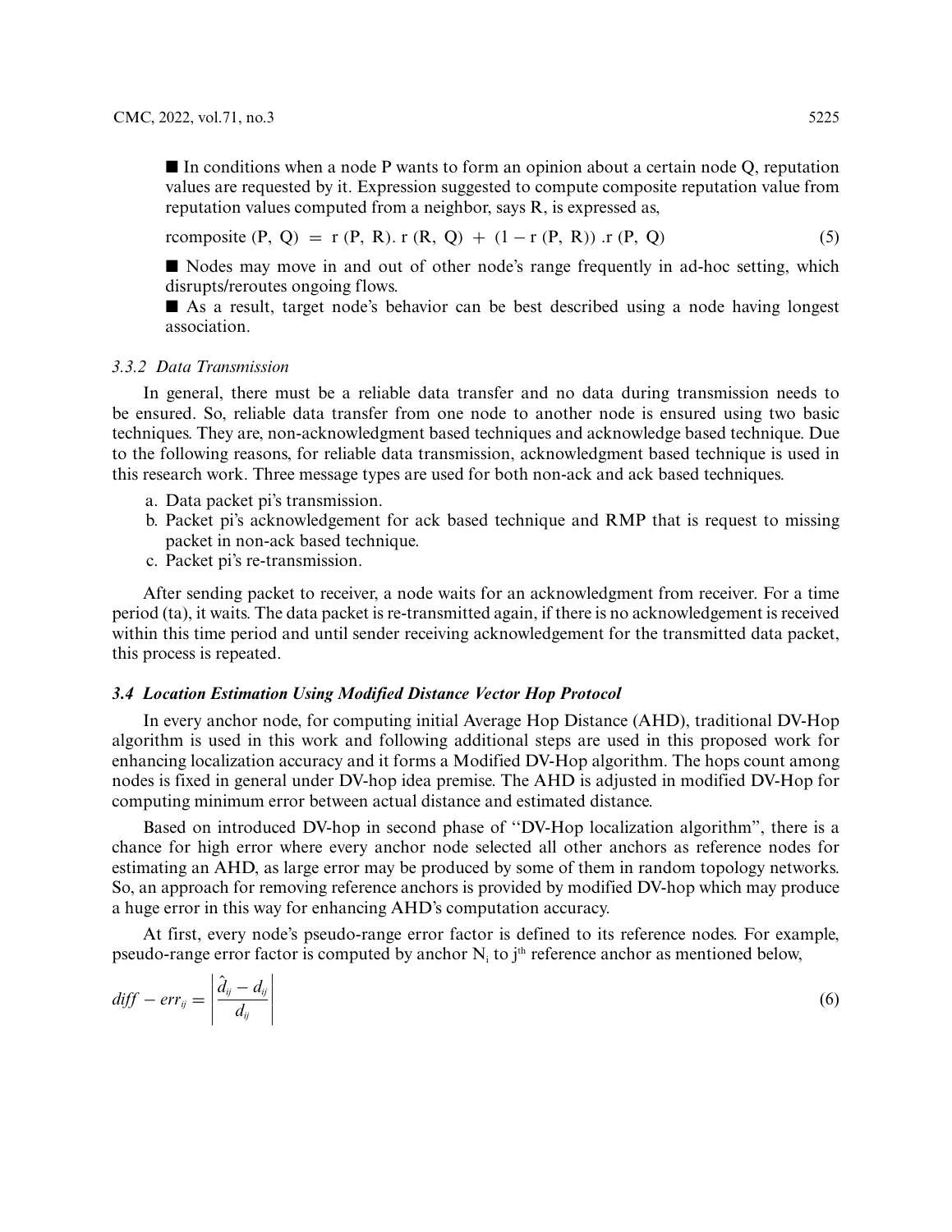■ In conditions when a node P wants to form an opinion about a certain node Q, reputation values are requested by it. Expression suggested to compute composite reputation value from reputation values computed from a neighbor, says R, is expressed as,

$$\text{rcomposite}\,(P,\ Q)\ =\ r\,(P,\ R).\ r\,(R,\ Q)\ +\ (1 - r\,(P,\ R))\ .r\,(P,\ Q) \tag{5}$$

■ Nodes may move in and out of other node's range frequently in ad-hoc setting, which disrupts/reroutes ongoing flows.

■ As a result, target node's behavior can be best described using a node having longest association.

#### *3.3.2 Data Transmission*

In general, there must be a reliable data transfer and no data during transmission needs to be ensured. So, reliable data transfer from one node to another node is ensured using two basic techniques. They are, non-acknowledgment based techniques and acknowledge based technique. Due to the following reasons, for reliable data transmission, acknowledgment based technique is used in this research work. Three message types are used for both non-ack and ack based techniques.

a. Data packet pi's transmission.
b. Packet pi's acknowledgement for ack based technique and RMP that is request to missing packet in non-ack based technique.
c. Packet pi's re-transmission.

After sending packet to receiver, a node waits for an acknowledgment from receiver. For a time period (ta), it waits. The data packet is re-transmitted again, if there is no acknowledgement is received within this time period and until sender receiving acknowledgement for the transmitted data packet, this process is repeated.

### ***3.4 Location Estimation Using Modified Distance Vector Hop Protocol***

In every anchor node, for computing initial Average Hop Distance (AHD), traditional DV-Hop algorithm is used in this work and following additional steps are used in this proposed work for enhancing localization accuracy and it forms a Modified DV-Hop algorithm. The hops count among nodes is fixed in general under DV-hop idea premise. The AHD is adjusted in modified DV-Hop for computing minimum error between actual distance and estimated distance.

Based on introduced DV-hop in second phase of "DV-Hop localization algorithm", there is a chance for high error where every anchor node selected all other anchors as reference nodes for estimating an AHD, as large error may be produced by some of them in random topology networks. So, an approach for removing reference anchors is provided by modified DV-hop which may produce a huge error in this way for enhancing AHD's computation accuracy.

At first, every node's pseudo-range error factor is defined to its reference nodes. For example, pseudo-range error factor is computed by anchor $N_i$ to $j^{th}$ reference anchor as mentioned below,

$$diff - err_{ij} = \left| \frac{\hat{d}_{ij} - d_{ij}}{d_{ij}} \right| \tag{6}$$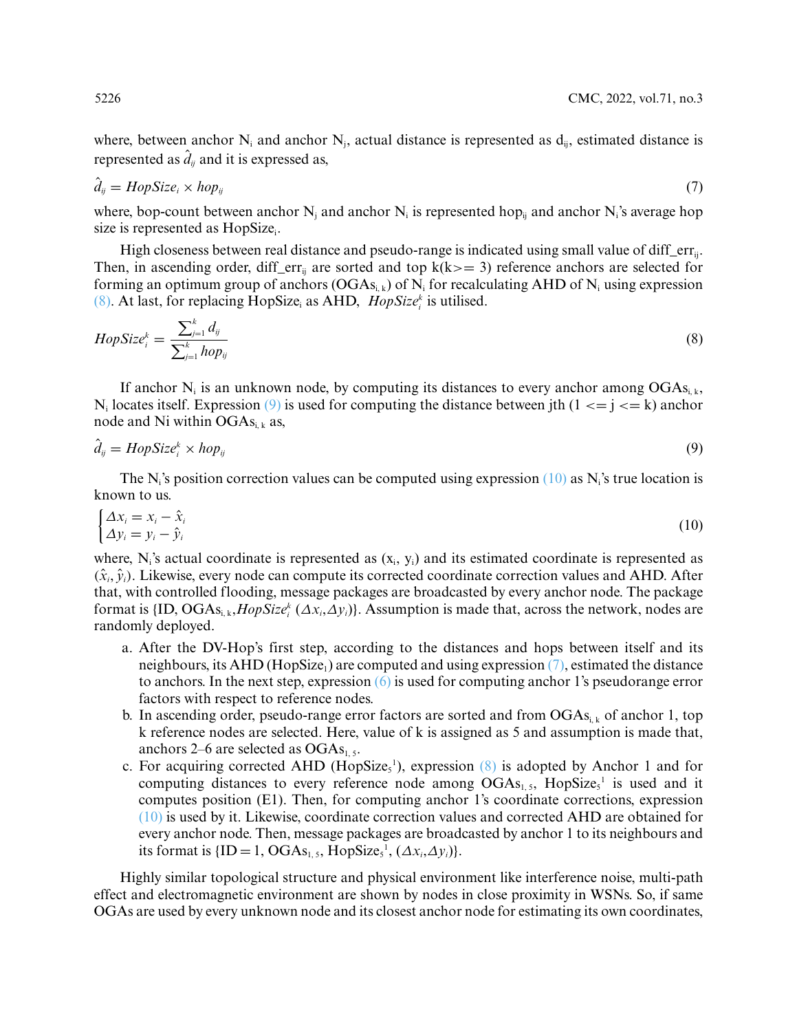where, between anchor $N_i$ and anchor $N_j$, actual distance is represented as $d_{ij}$, estimated distance is represented as $\hat{d}_{ij}$ and it is expressed as,

$$\hat{d}_{ij} = HopSize_i \times hop_{ij} \tag{7}$$

where, bop-count between anchor $N_j$ and anchor $N_i$ is represented $hop_{ij}$ and anchor $N_i$'s average hop size is represented as $HopSize_i$.

High closeness between real distance and pseudo-range is indicated using small value of $diff\_err_{ij}$. Then, in ascending order, $diff\_err_{ij}$ are sorted and top k(k>= 3) reference anchors are selected for forming an optimum group of anchors ($OGAs_{i,k}$) of $N_i$ for recalculating AHD of $N_i$ using expression (8). At last, for replacing $HopSize_i$ as AHD, $HopSize_i^k$ is utilised.

$$HopSize_i^k = \frac{\sum_{j=1}^{k} d_{ij}}{\sum_{j=1}^{k} hop_{ij}} \tag{8}$$

If anchor $N_i$ is an unknown node, by computing its distances to every anchor among $OGAs_{i,k}$, $N_i$ locates itself. Expression (9) is used for computing the distance between jth ($1 <= j <= k$) anchor node and Ni within $OGAs_{i,k}$ as,

$$\hat{d}_{ij} = HopSize_i^k \times hop_{ij} \tag{9}$$

The $N_i$'s position correction values can be computed using expression (10) as $N_i$'s true location is known to us.

$$\begin{cases} \Delta x_i = x_i - \hat{x}_i \\ \Delta y_i = y_i - \hat{y}_i \end{cases} \tag{10}$$

where, $N_i$'s actual coordinate is represented as ($x_i$, $y_i$) and its estimated coordinate is represented as $(\hat{x}_i, \hat{y}_i)$. Likewise, every node can compute its corrected coordinate correction values and AHD. After that, with controlled flooding, message packages are broadcasted by every anchor node. The package format is {ID, $OGAs_{i,k}$, $HopSize_i^k$ ($\Delta x_i$, $\Delta y_i$)}. Assumption is made that, across the network, nodes are randomly deployed.

a. After the DV-Hop's first step, according to the distances and hops between itself and its neighbours, its AHD ($HopSize_1$) are computed and using expression (7), estimated the distance to anchors. In the next step, expression (6) is used for computing anchor 1's pseudorange error factors with respect to reference nodes.
b. In ascending order, pseudo-range error factors are sorted and from $OGAs_{i,k}$ of anchor 1, top k reference nodes are selected. Here, value of k is assigned as 5 and assumption is made that, anchors 2–6 are selected as $OGAs_{1,5}$.
c. For acquiring corrected AHD ($HopSize_5^1$), expression (8) is adopted by Anchor 1 and for computing distances to every reference node among $OGAs_{1,5}$, $HopSize_5^1$ is used and it computes position (E1). Then, for computing anchor 1's coordinate corrections, expression (10) is used by it. Likewise, coordinate correction values and corrected AHD are obtained for every anchor node. Then, message packages are broadcasted by anchor 1 to its neighbours and its format is {ID = 1, $OGAs_{1,5}$, $HopSize_5^1$, ($\Delta x_i$, $\Delta y_i$)}.

Highly similar topological structure and physical environment like interference noise, multi-path effect and electromagnetic environment are shown by nodes in close proximity in WSNs. So, if same OGAs are used by every unknown node and its closest anchor node for estimating its own coordinates,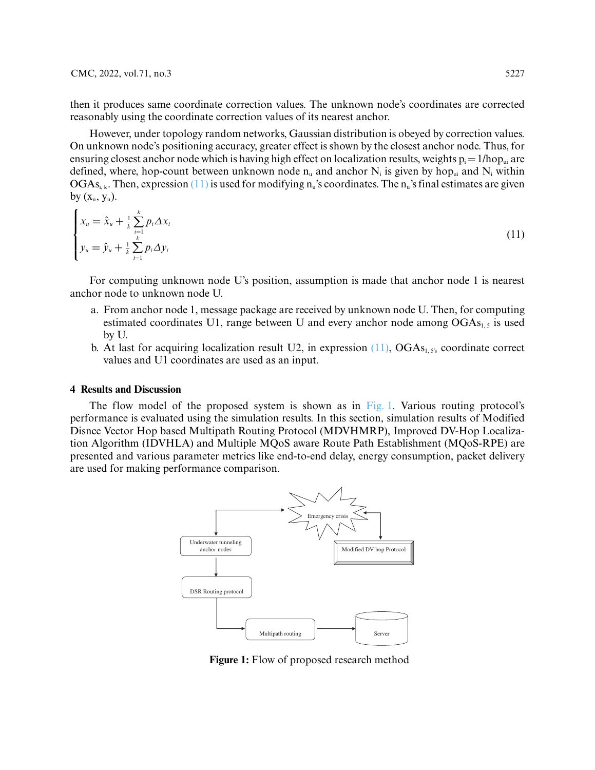then it produces same coordinate correction values. The unknown node's coordinates are corrected reasonably using the coordinate correction values of its nearest anchor.

However, under topology random networks, Gaussian distribution is obeyed by correction values. On unknown node's positioning accuracy, greater effect is shown by the closest anchor node. Thus, for ensuring closest anchor node which is having high effect on localization results, weights $p_i = 1/hop_{ui}$ are defined, where, hop-count between unknown node $n_u$ and anchor $N_i$ is given by $hop_{ui}$ and $N_i$ within $OGAs_{i,k}$. Then, expression (11) is used for modifying $n_u$'s coordinates. The $n_u$'s final estimates are given by $(x_u, y_u)$.

$$\begin{cases} x_u = \hat{x}_u + \frac{1}{k}\sum_{i=1}^{k} p_i \Delta x_i \\ y_u = \hat{y}_u + \frac{1}{k}\sum_{i=1}^{k} p_i \Delta y_i \end{cases} \tag{11}$$

For computing unknown node U's position, assumption is made that anchor node 1 is nearest anchor node to unknown node U.

a. From anchor node 1, message package are received by unknown node U. Then, for computing estimated coordinates U1, range between U and every anchor node among $OGAs_{1,5}$ is used by U.
b. At last for acquiring localization result U2, in expression (11), $OGAs_{1,5's}$ coordinate correct values and U1 coordinates are used as an input.

## 4 Results and Discussion

The flow model of the proposed system is shown as in Fig. 1. Various routing protocol's performance is evaluated using the simulation results. In this section, simulation results of Modified Disnce Vector Hop based Multipath Routing Protocol (MDVHMRP), Improved DV-Hop Localization Algorithm (IDVHLA) and Multiple MQoS aware Route Path Establishment (MQoS-RPE) are presented and various parameter metrics like end-to-end delay, energy consumption, packet delivery are used for making performance comparison.

**Figure 1:** Flow of proposed research method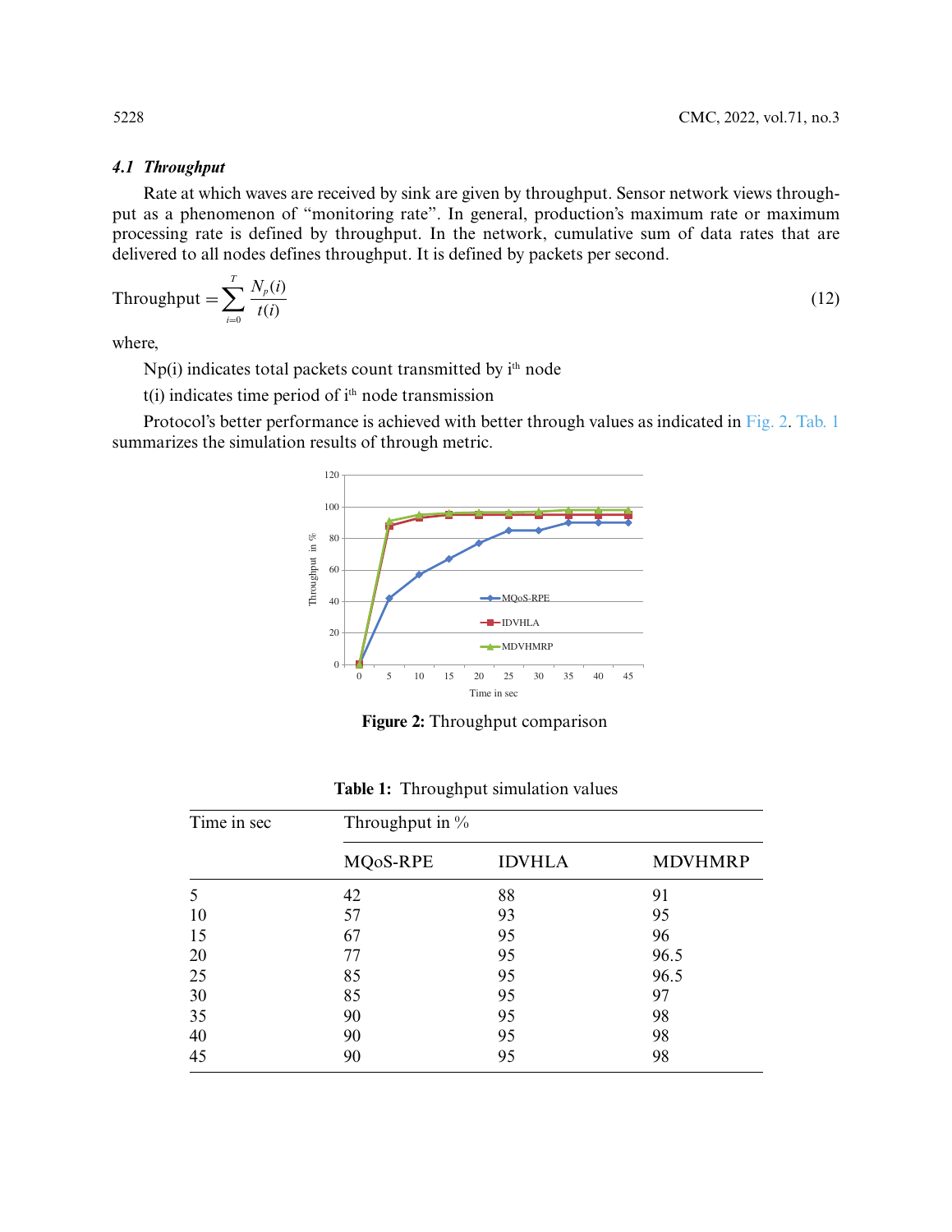### 4.1 Throughput

Rate at which waves are received by sink are given by throughput. Sensor network views throughput as a phenomenon of "monitoring rate". In general, production's maximum rate or maximum processing rate is defined by throughput. In the network, cumulative sum of data rates that are delivered to all nodes defines throughput. It is defined by packets per second.

$$\text{Throughput} = \sum_{i=0}^{T} \frac{N_p(i)}{t(i)} \tag{12}$$

where,

Np(i) indicates total packets count transmitted by i[th] node

t(i) indicates time period of i[th] node transmission

Protocol's better performance is achieved with better through values as indicated in Fig. 2. Tab. 1 summarizes the simulation results of through metric.

Figure 2: Throughput comparison

Table 1: Throughput simulation values

| Time in sec | Throughput in % | | |
|---|---|---|---|
| | MQoS-RPE | IDVHLA | MDVHMRP |
| 5 | 42 | 88 | 91 |
| 10 | 57 | 93 | 95 |
| 15 | 67 | 95 | 96 |
| 20 | 77 | 95 | 96.5 |
| 25 | 85 | 95 | 96.5 |
| 30 | 85 | 95 | 97 |
| 35 | 90 | 95 | 98 |
| 40 | 90 | 95 | 98 |
| 45 | 90 | 95 | 98 |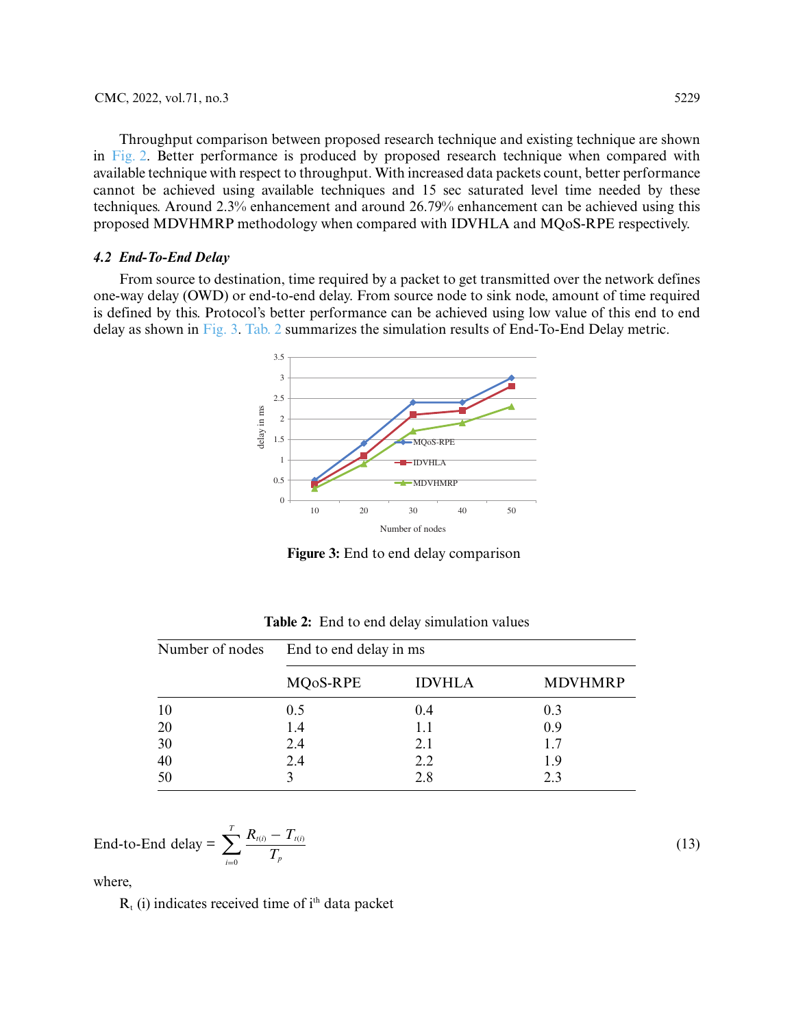Throughput comparison between proposed research technique and existing technique are shown in Fig. 2. Better performance is produced by proposed research technique when compared with available technique with respect to throughput. With increased data packets count, better performance cannot be achieved using available techniques and 15 sec saturated level time needed by these techniques. Around 2.3% enhancement and around 26.79% enhancement can be achieved using this proposed MDVHMRP methodology when compared with IDVHLA and MQoS-RPE respectively.

### 4.2 End-To-End Delay

From source to destination, time required by a packet to get transmitted over the network defines one-way delay (OWD) or end-to-end delay. From source node to sink node, amount of time required is defined by this. Protocol's better performance can be achieved using low value of this end to end delay as shown in Fig. 3. Tab. 2 summarizes the simulation results of End-To-End Delay metric.

**Figure 3:** End to end delay comparison

**Table 2:** End to end delay simulation values

| Number of nodes | End to end delay in ms | | |
|---|---|---|---|
| | MQoS-RPE | IDVHLA | MDVHMRP |
| 10 | 0.5 | 0.4 | 0.3 |
| 20 | 1.4 | 1.1 | 0.9 |
| 30 | 2.4 | 2.1 | 1.7 |
| 40 | 2.4 | 2.2 | 1.9 |
| 50 | 3 | 2.8 | 2.3 |

$$\text{End-to-End delay} = \sum_{i=0}^{T} \frac{R_{t(i)} - T_{t(i)}}{T_p} \tag{13}$$

where,

$R_t$ (i) indicates received time of $i^{th}$ data packet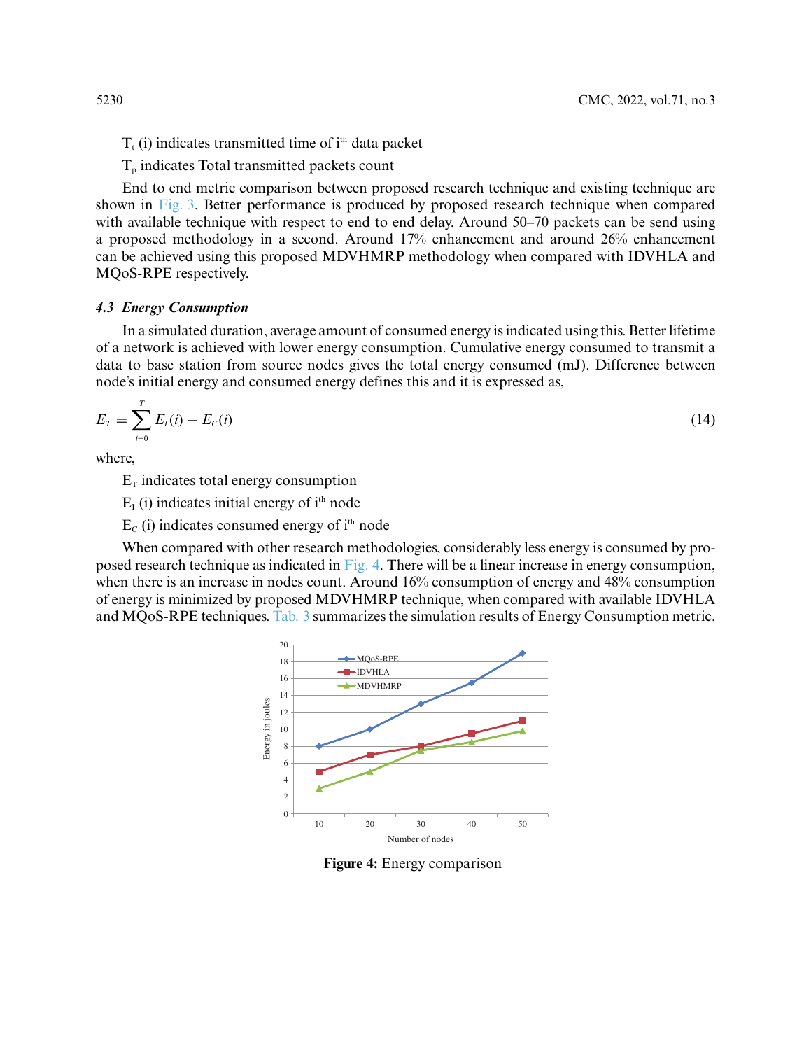$T_t$ (i) indicates transmitted time of $i^{th}$ data packet

$T_p$ indicates Total transmitted packets count

End to end metric comparison between proposed research technique and existing technique are shown in Fig. 3. Better performance is produced by proposed research technique when compared with available technique with respect to end to end delay. Around 50–70 packets can be send using a proposed methodology in a second. Around 17% enhancement and around 26% enhancement can be achieved using this proposed MDVHMRP methodology when compared with IDVHLA and MQoS-RPE respectively.

### *4.3 Energy Consumption*

In a simulated duration, average amount of consumed energy is indicated using this. Better lifetime of a network is achieved with lower energy consumption. Cumulative energy consumed to transmit a data to base station from source nodes gives the total energy consumed (mJ). Difference between node's initial energy and consumed energy defines this and it is expressed as,

$$E_T = \sum_{i=0}^{T} E_I(i) - E_C(i) \tag{14}$$

where,

$E_T$ indicates total energy consumption

$E_I$ (i) indicates initial energy of $i^{th}$ node

$E_C$ (i) indicates consumed energy of $i^{th}$ node

When compared with other research methodologies, considerably less energy is consumed by proposed research technique as indicated in Fig. 4. There will be a linear increase in energy consumption, when there is an increase in nodes count. Around 16% consumption of energy and 48% consumption of energy is minimized by proposed MDVHMRP technique, when compared with available IDVHLA and MQoS-RPE techniques. Tab. 3 summarizes the simulation results of Energy Consumption metric.

**Figure 4:** Energy comparison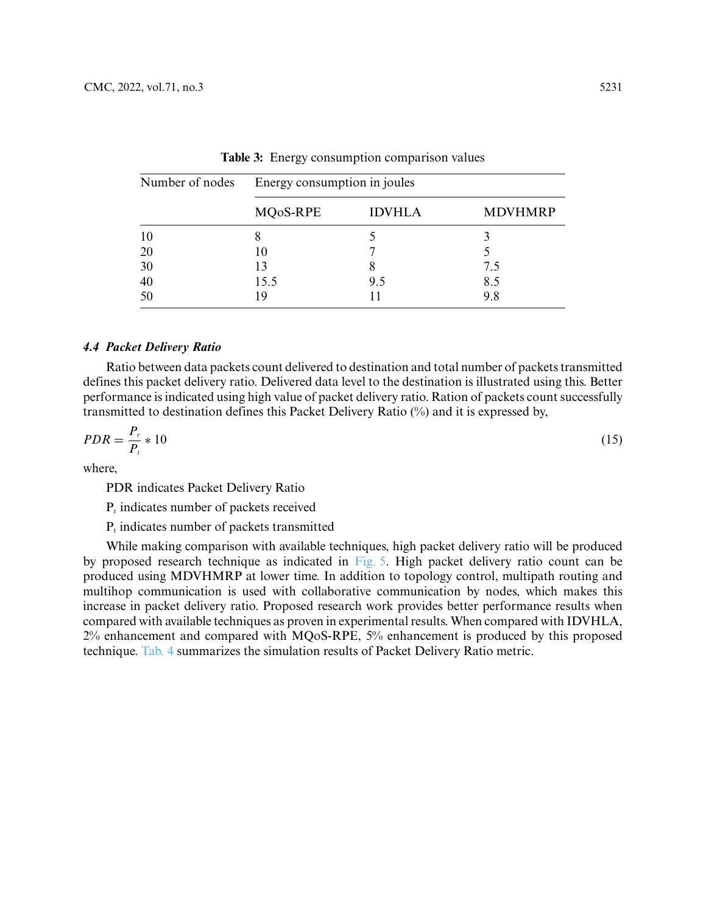**Table 3:** Energy consumption comparison values

| Number of nodes | Energy consumption in joules | | |
|---|---|---|---|
| | MQoS-RPE | IDVHLA | MDVHMRP |
| 10 | 8 | 5 | 3 |
| 20 | 10 | 7 | 5 |
| 30 | 13 | 8 | 7.5 |
| 40 | 15.5 | 9.5 | 8.5 |
| 50 | 19 | 11 | 9.8 |

### *4.4 Packet Delivery Ratio*

Ratio between data packets count delivered to destination and total number of packets transmitted defines this packet delivery ratio. Delivered data level to the destination is illustrated using this. Better performance is indicated using high value of packet delivery ratio. Ration of packets count successfully transmitted to destination defines this Packet Delivery Ratio (%) and it is expressed by,

$$PDR = \frac{P_r}{P_t} * 10 \tag{15}$$

where,

PDR indicates Packet Delivery Ratio

$P_r$ indicates number of packets received

$P_t$ indicates number of packets transmitted

While making comparison with available techniques, high packet delivery ratio will be produced by proposed research technique as indicated in Fig. 5. High packet delivery ratio count can be produced using MDVHMRP at lower time. In addition to topology control, multipath routing and multihop communication is used with collaborative communication by nodes, which makes this increase in packet delivery ratio. Proposed research work provides better performance results when compared with available techniques as proven in experimental results. When compared with IDVHLA, 2% enhancement and compared with MQoS-RPE, 5% enhancement is produced by this proposed technique. Tab. 4 summarizes the simulation results of Packet Delivery Ratio metric.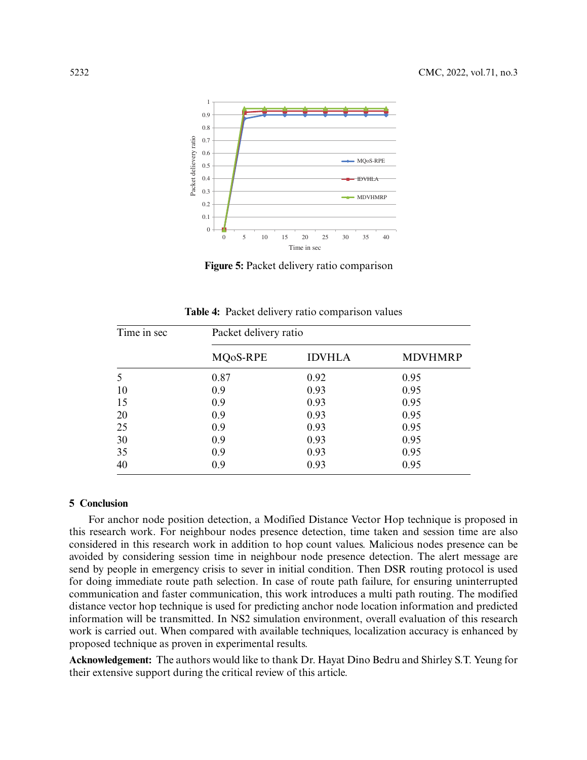Figure 5: Packet delivery ratio comparison

Table 4: Packet delivery ratio comparison values

| Time in sec | Packet delivery ratio | | |
|---|---|---|---|
| | MQoS-RPE | IDVHLA | MDVHMRP |
| 5 | 0.87 | 0.92 | 0.95 |
| 10 | 0.9 | 0.93 | 0.95 |
| 15 | 0.9 | 0.93 | 0.95 |
| 20 | 0.9 | 0.93 | 0.95 |
| 25 | 0.9 | 0.93 | 0.95 |
| 30 | 0.9 | 0.93 | 0.95 |
| 35 | 0.9 | 0.93 | 0.95 |
| 40 | 0.9 | 0.93 | 0.95 |

## 5 Conclusion

For anchor node position detection, a Modified Distance Vector Hop technique is proposed in this research work. For neighbour nodes presence detection, time taken and session time are also considered in this research work in addition to hop count values. Malicious nodes presence can be avoided by considering session time in neighbour node presence detection. The alert message are send by people in emergency crisis to sever in initial condition. Then DSR routing protocol is used for doing immediate route path selection. In case of route path failure, for ensuring uninterrupted communication and faster communication, this work introduces a multi path routing. The modified distance vector hop technique is used for predicting anchor node location information and predicted information will be transmitted. In NS2 simulation environment, overall evaluation of this research work is carried out. When compared with available techniques, localization accuracy is enhanced by proposed technique as proven in experimental results.

**Acknowledgement:** The authors would like to thank Dr. Hayat Dino Bedru and Shirley S.T. Yeung for their extensive support during the critical review of this article.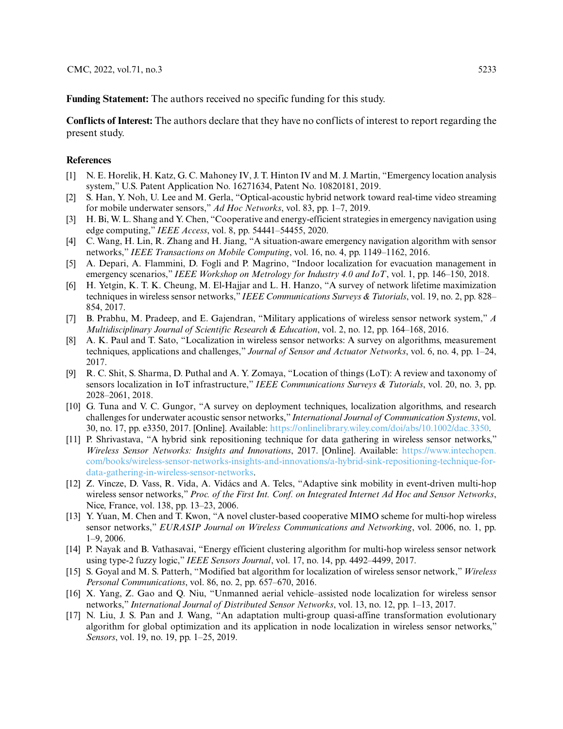**Funding Statement:** The authors received no specific funding for this study.

**Conflicts of Interest:** The authors declare that they have no conflicts of interest to report regarding the present study.

## References

[1] N. E. Horelik, H. Katz, G. C. Mahoney IV, J. T. Hinton IV and M. J. Martin, "Emergency location analysis system," U.S. Patent Application No. 16271634, Patent No. 10820181, 2019.

[2] S. Han, Y. Noh, U. Lee and M. Gerla, "Optical-acoustic hybrid network toward real-time video streaming for mobile underwater sensors," *Ad Hoc Networks*, vol. 83, pp. 1–7, 2019.

[3] H. Bi, W. L. Shang and Y. Chen, "Cooperative and energy-efficient strategies in emergency navigation using edge computing," *IEEE Access*, vol. 8, pp. 54441–54455, 2020.

[4] C. Wang, H. Lin, R. Zhang and H. Jiang, "A situation-aware emergency navigation algorithm with sensor networks," *IEEE Transactions on Mobile Computing*, vol. 16, no. 4, pp. 1149–1162, 2016.

[5] A. Depari, A. Flammini, D. Fogli and P. Magrino, "Indoor localization for evacuation management in emergency scenarios," *IEEE Workshop on Metrology for Industry 4.0 and IoT*, vol. 1, pp. 146–150, 2018.

[6] H. Yetgin, K. T. K. Cheung, M. El-Hajjar and L. H. Hanzo, "A survey of network lifetime maximization techniques in wireless sensor networks," *IEEE Communications Surveys & Tutorials*, vol. 19, no. 2, pp. 828–854, 2017.

[7] B. Prabhu, M. Pradeep, and E. Gajendran, "Military applications of wireless sensor network system," *A Multidisciplinary Journal of Scientific Research & Education*, vol. 2, no. 12, pp. 164–168, 2016.

[8] A. K. Paul and T. Sato, "Localization in wireless sensor networks: A survey on algorithms, measurement techniques, applications and challenges," *Journal of Sensor and Actuator Networks*, vol. 6, no. 4, pp. 1–24, 2017.

[9] R. C. Shit, S. Sharma, D. Puthal and A. Y. Zomaya, "Location of things (LoT): A review and taxonomy of sensors localization in IoT infrastructure," *IEEE Communications Surveys & Tutorials*, vol. 20, no. 3, pp. 2028–2061, 2018.

[10] G. Tuna and V. C. Gungor, "A survey on deployment techniques, localization algorithms, and research challenges for underwater acoustic sensor networks," *International Journal of Communication Systems*, vol. 30, no. 17, pp. e3350, 2017. [Online]. Available: https://onlinelibrary.wiley.com/doi/abs/10.1002/dac.3350.

[11] P. Shrivastava, "A hybrid sink repositioning technique for data gathering in wireless sensor networks," *Wireless Sensor Networks: Insights and Innovations*, 2017. [Online]. Available: https://www.intechopen.com/books/wireless-sensor-networks-insights-and-innovations/a-hybrid-sink-repositioning-technique-for-data-gathering-in-wireless-sensor-networks.

[12] Z. Vincze, D. Vass, R. Vida, A. Vidács and A. Telcs, "Adaptive sink mobility in event-driven multi-hop wireless sensor networks," *Proc. of the First Int. Conf. on Integrated Internet Ad Hoc and Sensor Networks*, Nice, France, vol. 138, pp. 13–23, 2006.

[13] Y. Yuan, M. Chen and T. Kwon, "A novel cluster-based cooperative MIMO scheme for multi-hop wireless sensor networks," *EURASIP Journal on Wireless Communications and Networking*, vol. 2006, no. 1, pp. 1–9, 2006.

[14] P. Nayak and B. Vathasavai, "Energy efficient clustering algorithm for multi-hop wireless sensor network using type-2 fuzzy logic," *IEEE Sensors Journal*, vol. 17, no. 14, pp. 4492–4499, 2017.

[15] S. Goyal and M. S. Patterh, "Modified bat algorithm for localization of wireless sensor network," *Wireless Personal Communications*, vol. 86, no. 2, pp. 657–670, 2016.

[16] X. Yang, Z. Gao and Q. Niu, "Unmanned aerial vehicle–assisted node localization for wireless sensor networks," *International Journal of Distributed Sensor Networks*, vol. 13, no. 12, pp. 1–13, 2017.

[17] N. Liu, J. S. Pan and J. Wang, "An adaptation multi-group quasi-affine transformation evolutionary algorithm for global optimization and its application in node localization in wireless sensor networks," *Sensors*, vol. 19, no. 19, pp. 1–25, 2019.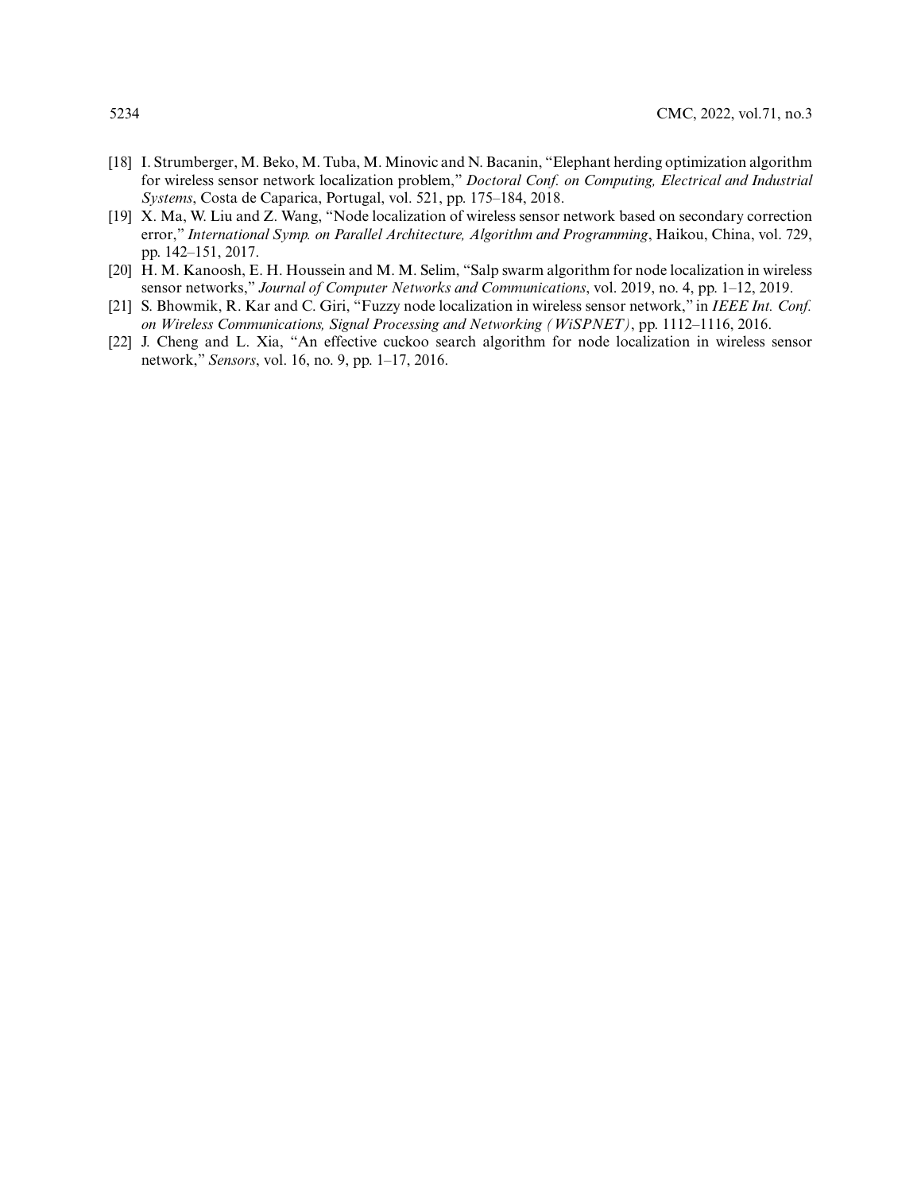[18] I. Strumberger, M. Beko, M. Tuba, M. Minovic and N. Bacanin, "Elephant herding optimization algorithm for wireless sensor network localization problem," *Doctoral Conf. on Computing, Electrical and Industrial Systems*, Costa de Caparica, Portugal, vol. 521, pp. 175–184, 2018.

[19] X. Ma, W. Liu and Z. Wang, "Node localization of wireless sensor network based on secondary correction error," *International Symp. on Parallel Architecture, Algorithm and Programming*, Haikou, China, vol. 729, pp. 142–151, 2017.

[20] H. M. Kanoosh, E. H. Houssein and M. M. Selim, "Salp swarm algorithm for node localization in wireless sensor networks," *Journal of Computer Networks and Communications*, vol. 2019, no. 4, pp. 1–12, 2019.

[21] S. Bhowmik, R. Kar and C. Giri, "Fuzzy node localization in wireless sensor network," in *IEEE Int. Conf. on Wireless Communications, Signal Processing and Networking (WiSPNET)*, pp. 1112–1116, 2016.

[22] J. Cheng and L. Xia, "An effective cuckoo search algorithm for node localization in wireless sensor network," *Sensors*, vol. 16, no. 9, pp. 1–17, 2016.